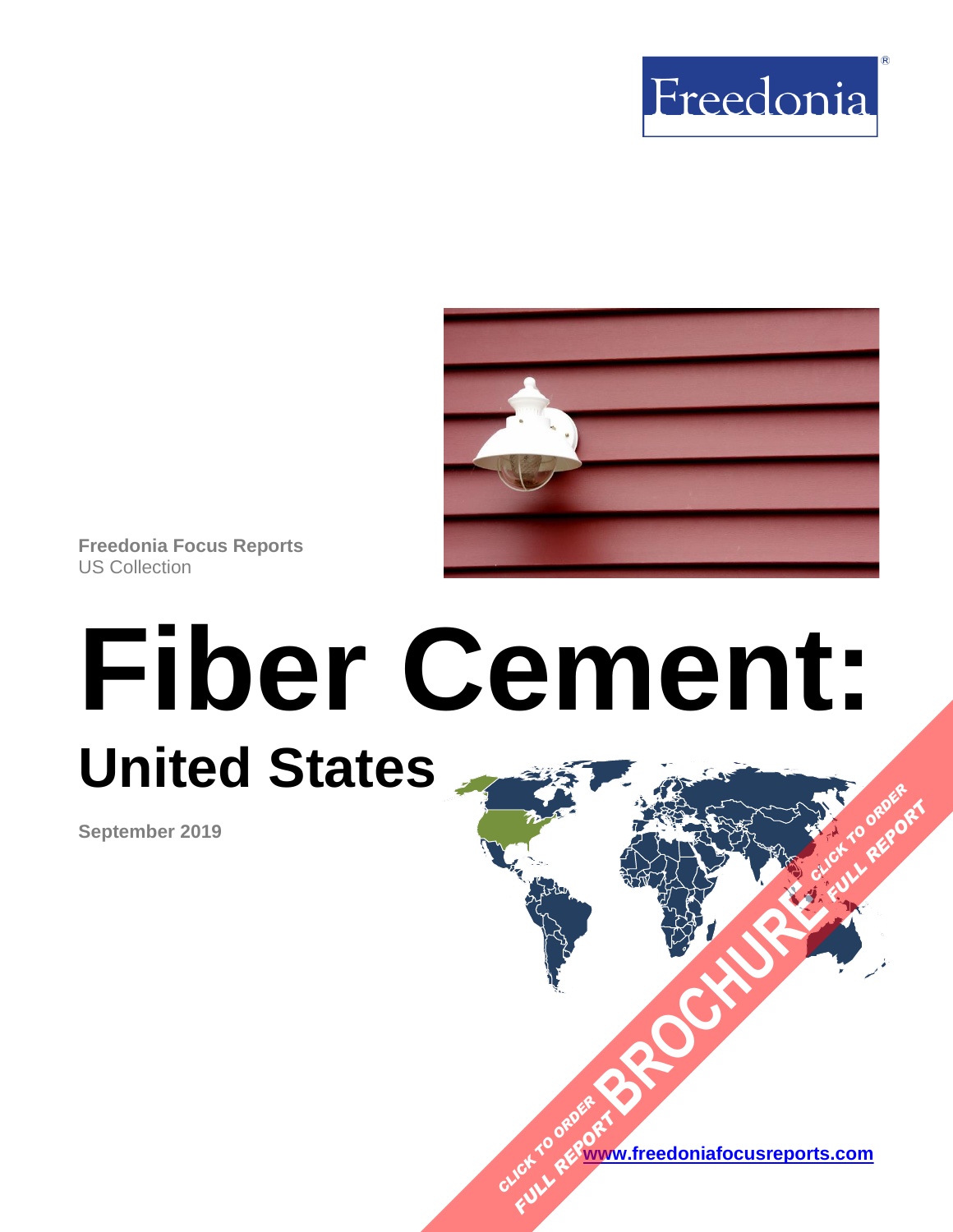Freedonia®

Freedonia Focus Reports
US Collection

# Fiber Cement:

## United States

September 2019

CLICK TO ORDER FULL REPORT

BROCHURE

CLICK TO ORDER FULL REPORT

www.freedoniafocusreports.com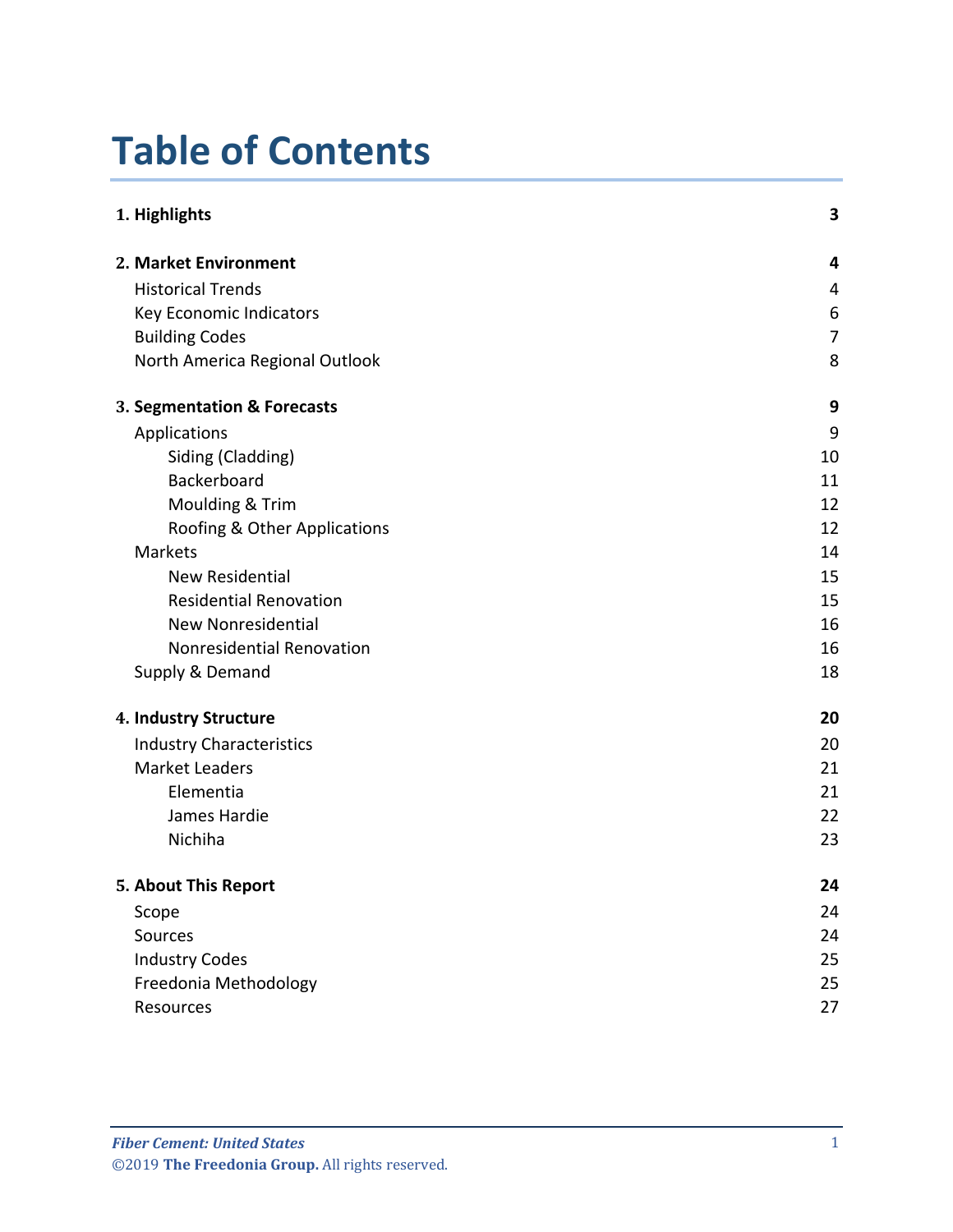# Table of Contents

| | |
|---|---|
| **1. Highlights** | **3** |
| **2. Market Environment** | **4** |
| Historical Trends | 4 |
| Key Economic Indicators | 6 |
| Building Codes | 7 |
| North America Regional Outlook | 8 |
| **3. Segmentation & Forecasts** | **9** |
| Applications | 9 |
| Siding (Cladding) | 10 |
| Backerboard | 11 |
| Moulding & Trim | 12 |
| Roofing & Other Applications | 12 |
| Markets | 14 |
| New Residential | 15 |
| Residential Renovation | 15 |
| New Nonresidential | 16 |
| Nonresidential Renovation | 16 |
| Supply & Demand | 18 |
| **4. Industry Structure** | **20** |
| Industry Characteristics | 20 |
| Market Leaders | 21 |
| Elementia | 21 |
| James Hardie | 22 |
| Nichiha | 23 |
| **5. About This Report** | **24** |
| Scope | 24 |
| Sources | 24 |
| Industry Codes | 25 |
| Freedonia Methodology | 25 |
| Resources | 27 |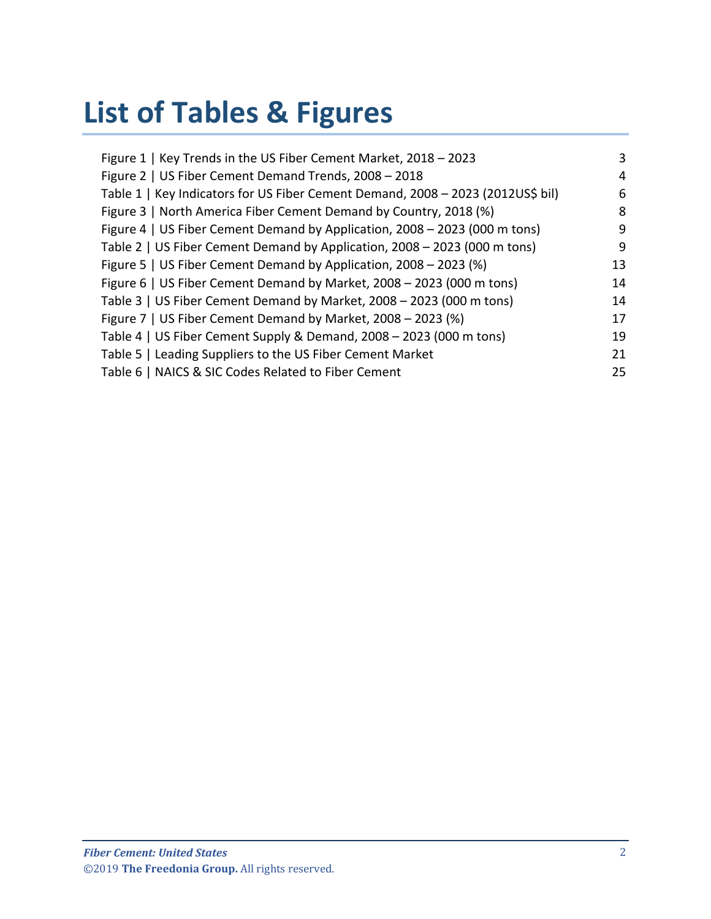# List of Tables & Figures

| | |
|---|---|
| Figure 1 \| Key Trends in the US Fiber Cement Market, 2018 – 2023 | 3 |
| Figure 2 \| US Fiber Cement Demand Trends, 2008 – 2018 | 4 |
| Table 1 \| Key Indicators for US Fiber Cement Demand, 2008 – 2023 (2012US$ bil) | 6 |
| Figure 3 \| North America Fiber Cement Demand by Country, 2018 (%) | 8 |
| Figure 4 \| US Fiber Cement Demand by Application, 2008 – 2023 (000 m tons) | 9 |
| Table 2 \| US Fiber Cement Demand by Application, 2008 – 2023 (000 m tons) | 9 |
| Figure 5 \| US Fiber Cement Demand by Application, 2008 – 2023 (%) | 13 |
| Figure 6 \| US Fiber Cement Demand by Market, 2008 – 2023 (000 m tons) | 14 |
| Table 3 \| US Fiber Cement Demand by Market, 2008 – 2023 (000 m tons) | 14 |
| Figure 7 \| US Fiber Cement Demand by Market, 2008 – 2023 (%) | 17 |
| Table 4 \| US Fiber Cement Supply & Demand, 2008 – 2023 (000 m tons) | 19 |
| Table 5 \| Leading Suppliers to the US Fiber Cement Market | 21 |
| Table 6 \| NAICS & SIC Codes Related to Fiber Cement | 25 |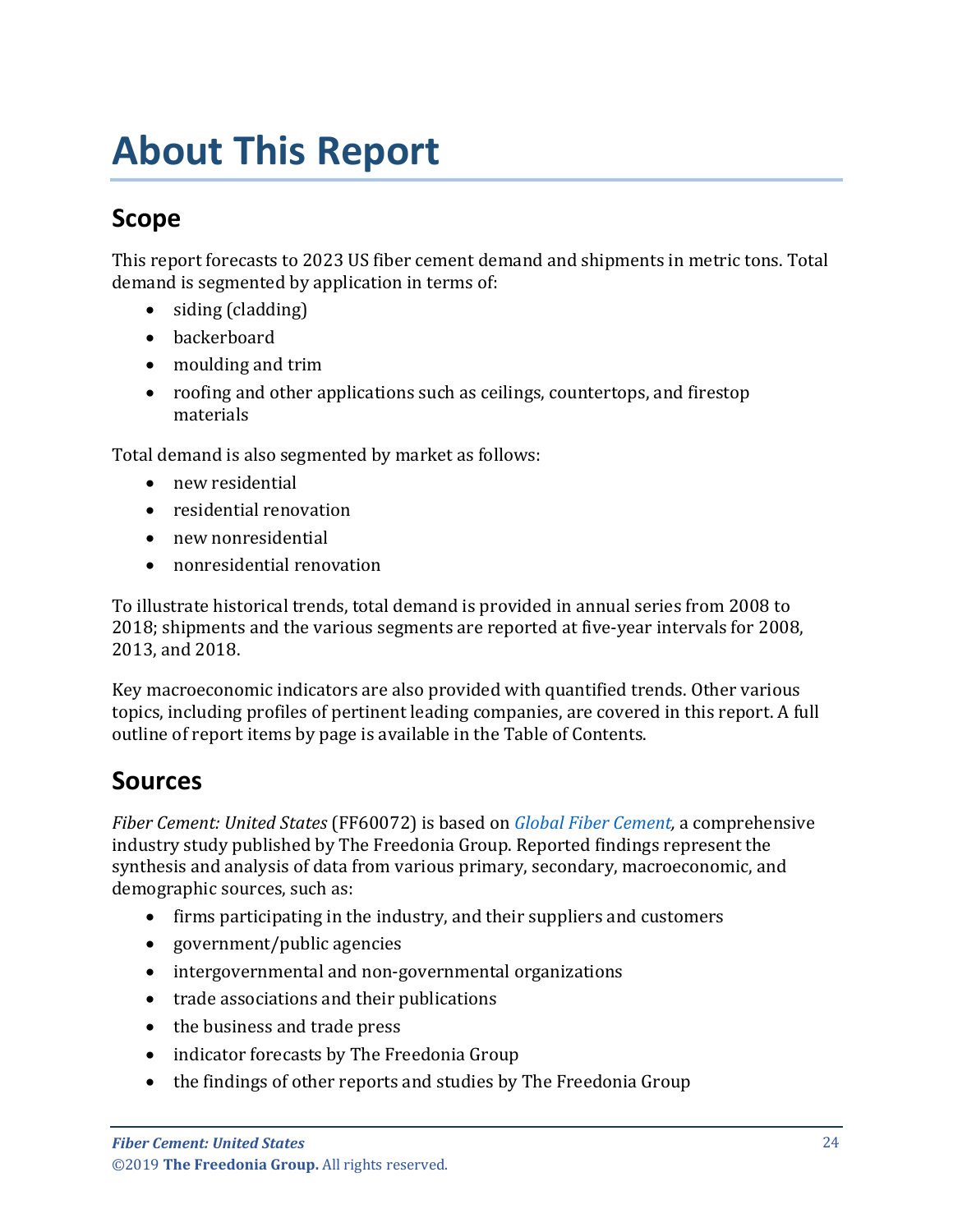# About This Report

## Scope

This report forecasts to 2023 US fiber cement demand and shipments in metric tons. Total demand is segmented by application in terms of:

- siding (cladding)
- backerboard
- moulding and trim
- roofing and other applications such as ceilings, countertops, and firestop materials

Total demand is also segmented by market as follows:

- new residential
- residential renovation
- new nonresidential
- nonresidential renovation

To illustrate historical trends, total demand is provided in annual series from 2008 to 2018; shipments and the various segments are reported at five-year intervals for 2008, 2013, and 2018.

Key macroeconomic indicators are also provided with quantified trends. Other various topics, including profiles of pertinent leading companies, are covered in this report. A full outline of report items by page is available in the Table of Contents.

## Sources

*Fiber Cement: United States* (FF60072) is based on *Global Fiber Cement,* a comprehensive industry study published by The Freedonia Group. Reported findings represent the synthesis and analysis of data from various primary, secondary, macroeconomic, and demographic sources, such as:

- firms participating in the industry, and their suppliers and customers
- government/public agencies
- intergovernmental and non-governmental organizations
- trade associations and their publications
- the business and trade press
- indicator forecasts by The Freedonia Group
- the findings of other reports and studies by The Freedonia Group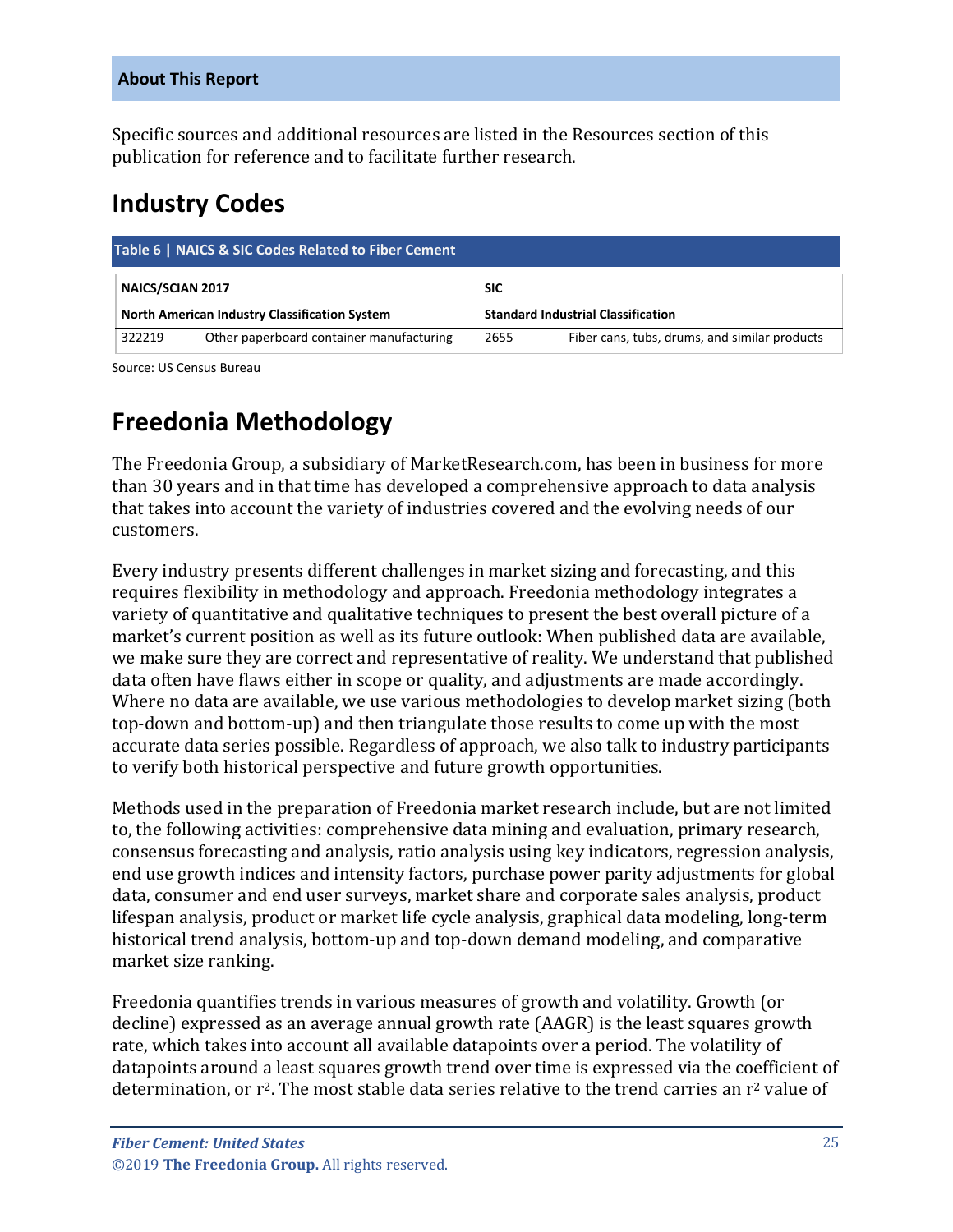## About This Report

Specific sources and additional resources are listed in the Resources section of this publication for reference and to facilitate further research.

# Industry Codes

**Table 6 | NAICS & SIC Codes Related to Fiber Cement**

| **NAICS/SCIAN 2017** | | **SIC** | |
|---|---|---|---|
| **North American Industry Classification System** | | **Standard Industrial Classification** | |
| 322219 | Other paperboard container manufacturing | 2655 | Fiber cans, tubs, drums, and similar products |

Source: US Census Bureau

# Freedonia Methodology

The Freedonia Group, a subsidiary of MarketResearch.com, has been in business for more than 30 years and in that time has developed a comprehensive approach to data analysis that takes into account the variety of industries covered and the evolving needs of our customers.

Every industry presents different challenges in market sizing and forecasting, and this requires flexibility in methodology and approach. Freedonia methodology integrates a variety of quantitative and qualitative techniques to present the best overall picture of a market's current position as well as its future outlook: When published data are available, we make sure they are correct and representative of reality. We understand that published data often have flaws either in scope or quality, and adjustments are made accordingly. Where no data are available, we use various methodologies to develop market sizing (both top-down and bottom-up) and then triangulate those results to come up with the most accurate data series possible. Regardless of approach, we also talk to industry participants to verify both historical perspective and future growth opportunities.

Methods used in the preparation of Freedonia market research include, but are not limited to, the following activities: comprehensive data mining and evaluation, primary research, consensus forecasting and analysis, ratio analysis using key indicators, regression analysis, end use growth indices and intensity factors, purchase power parity adjustments for global data, consumer and end user surveys, market share and corporate sales analysis, product lifespan analysis, product or market life cycle analysis, graphical data modeling, long-term historical trend analysis, bottom-up and top-down demand modeling, and comparative market size ranking.

Freedonia quantifies trends in various measures of growth and volatility. Growth (or decline) expressed as an average annual growth rate (AAGR) is the least squares growth rate, which takes into account all available datapoints over a period. The volatility of datapoints around a least squares growth trend over time is expressed via the coefficient of determination, or $r^2$. The most stable data series relative to the trend carries an $r^2$ value of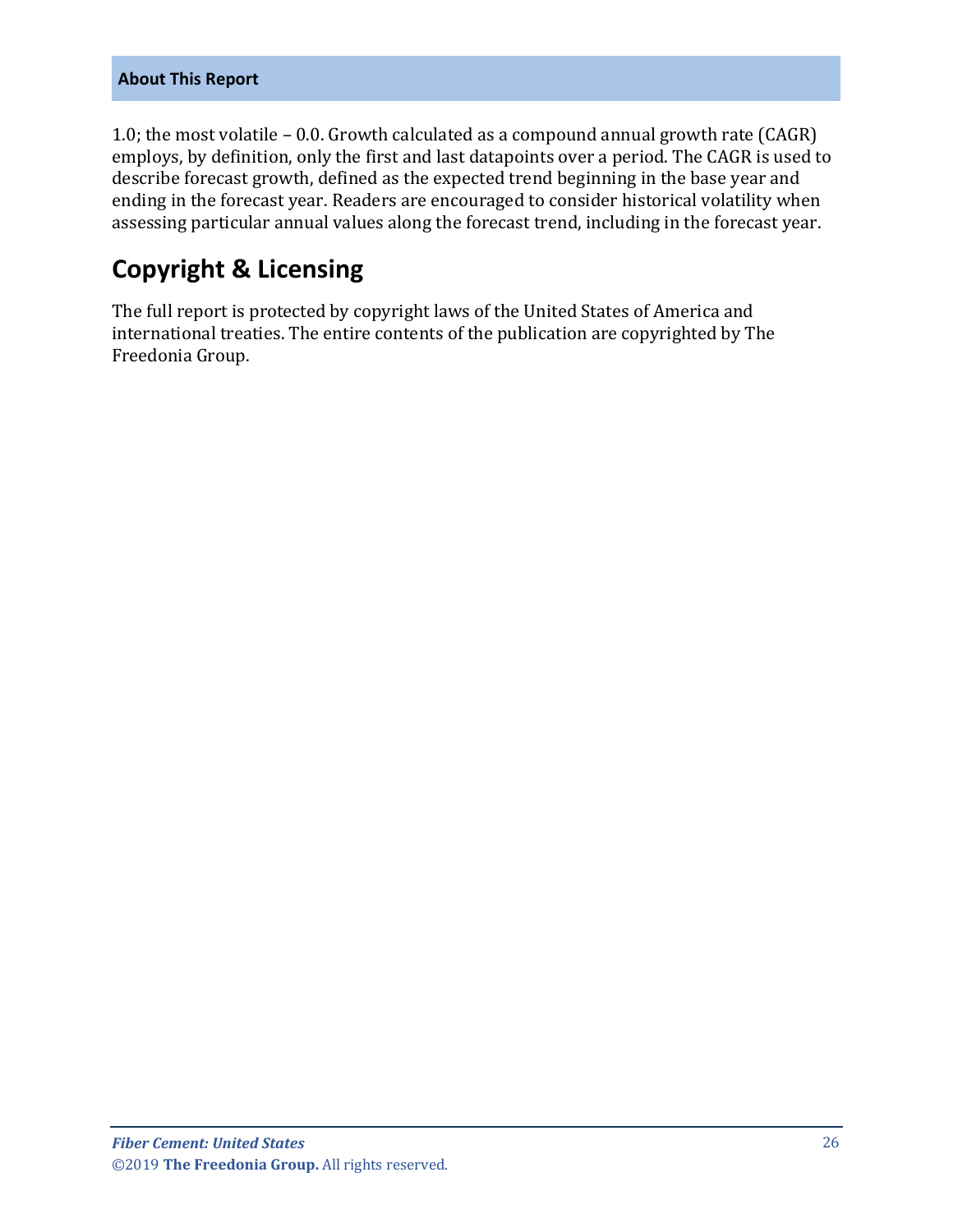1.0; the most volatile – 0.0. Growth calculated as a compound annual growth rate (CAGR) employs, by definition, only the first and last datapoints over a period. The CAGR is used to describe forecast growth, defined as the expected trend beginning in the base year and ending in the forecast year. Readers are encouraged to consider historical volatility when assessing particular annual values along the forecast trend, including in the forecast year.

## Copyright & Licensing

The full report is protected by copyright laws of the United States of America and international treaties. The entire contents of the publication are copyrighted by The Freedonia Group.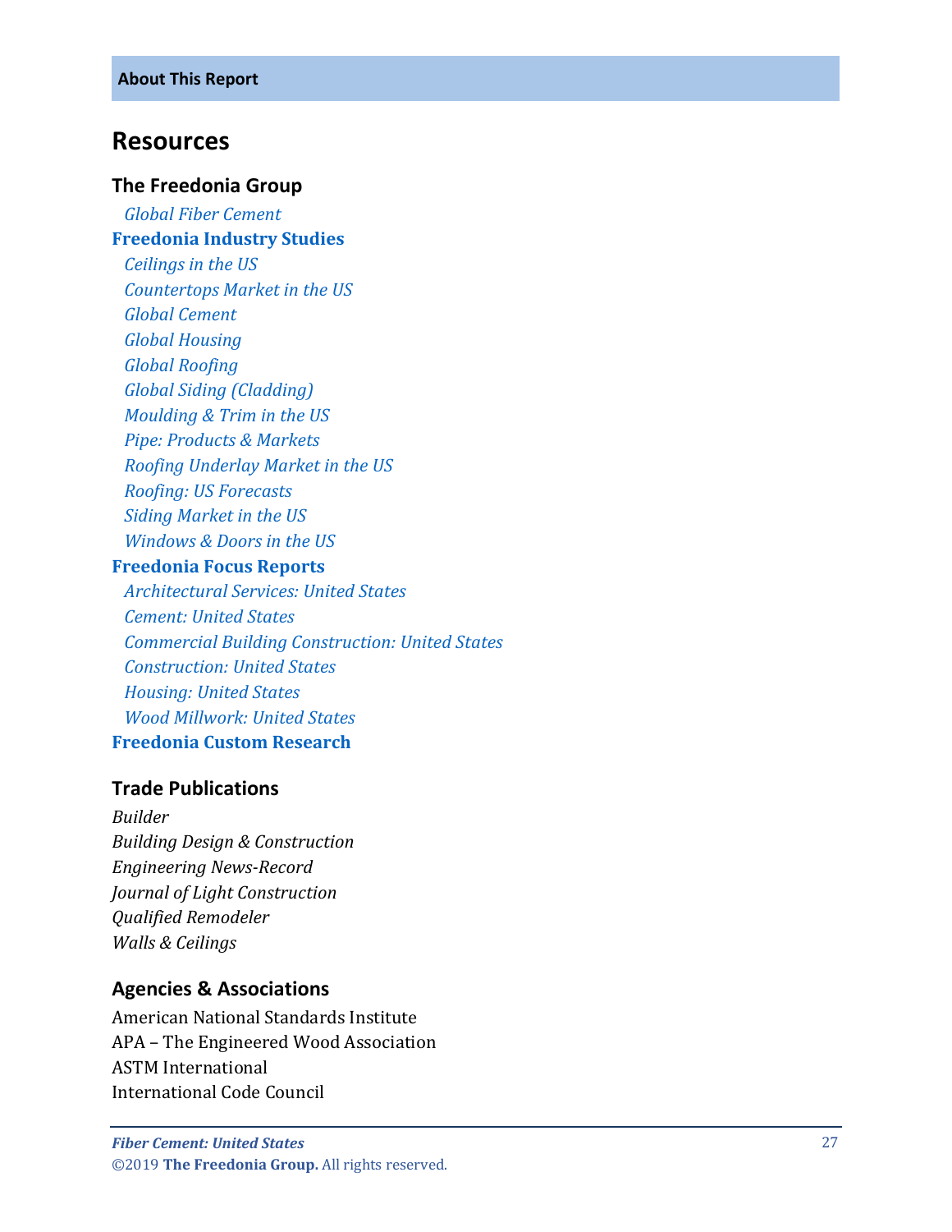**About This Report**

# Resources

### The Freedonia Group

*Global Fiber Cement*

**Freedonia Industry Studies**

*Ceilings in the US*
*Countertops Market in the US*
*Global Cement*
*Global Housing*
*Global Roofing*
*Global Siding (Cladding)*
*Moulding & Trim in the US*
*Pipe: Products & Markets*
*Roofing Underlay Market in the US*
*Roofing: US Forecasts*
*Siding Market in the US*
*Windows & Doors in the US*

**Freedonia Focus Reports**

*Architectural Services: United States*
*Cement: United States*
*Commercial Building Construction: United States*
*Construction: United States*
*Housing: United States*
*Wood Millwork: United States*

**Freedonia Custom Research**

### Trade Publications

*Builder*
*Building Design & Construction*
*Engineering News-Record*
*Journal of Light Construction*
*Qualified Remodeler*
*Walls & Ceilings*

### Agencies & Associations

American National Standards Institute
APA – The Engineered Wood Association
ASTM International
International Code Council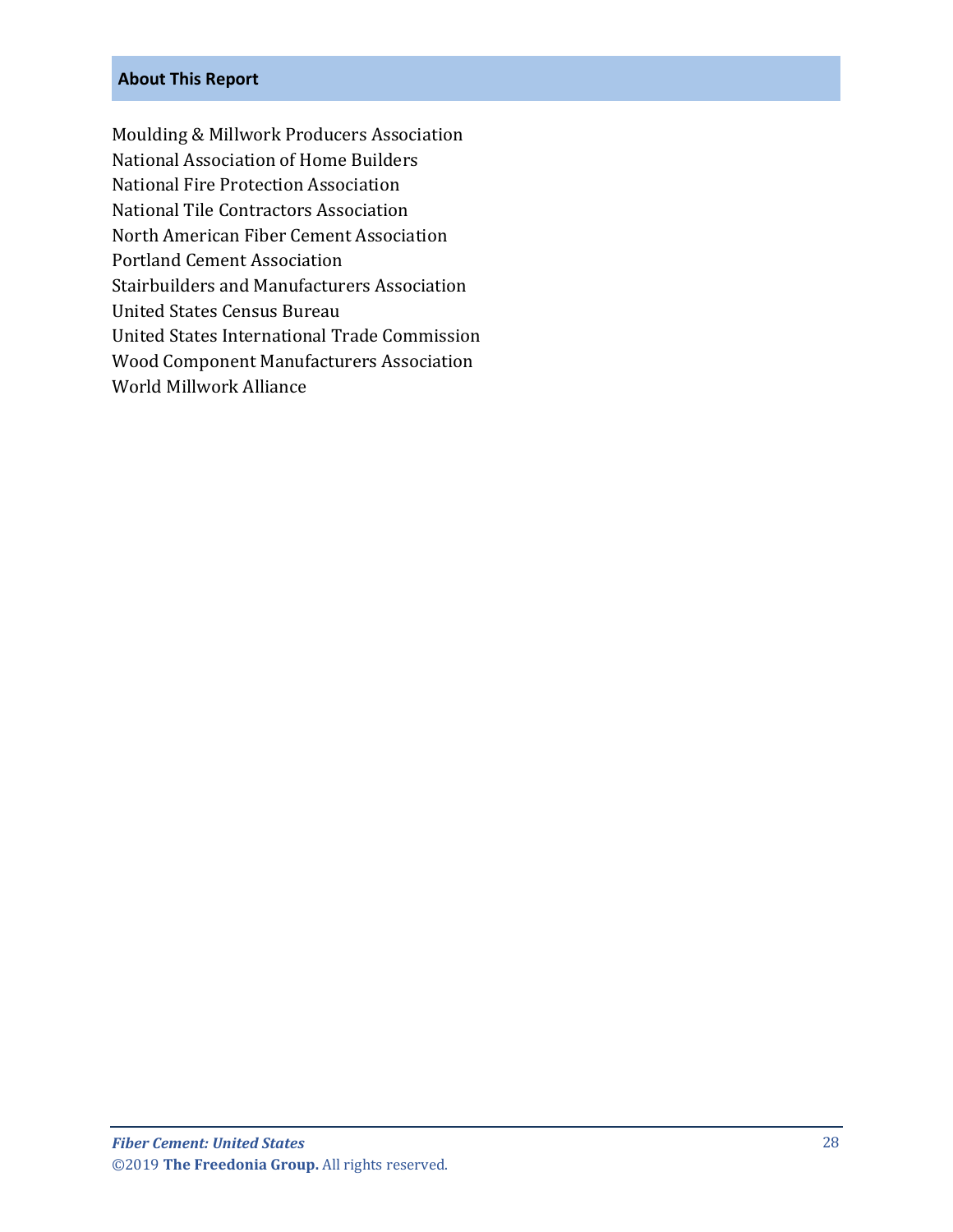## About This Report

Moulding & Millwork Producers Association
National Association of Home Builders
National Fire Protection Association
National Tile Contractors Association
North American Fiber Cement Association
Portland Cement Association
Stairbuilders and Manufacturers Association
United States Census Bureau
United States International Trade Commission
Wood Component Manufacturers Association
World Millwork Alliance